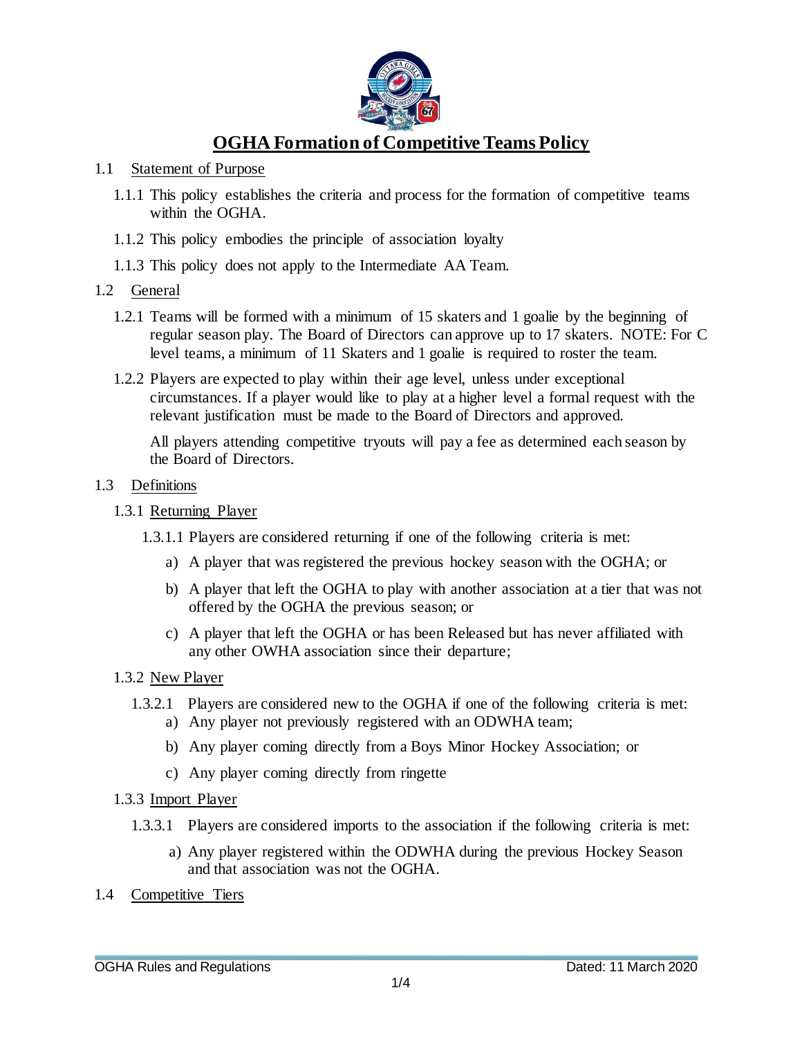# OGHA Formation of Competitive Teams Policy

1.1 Statement of Purpose

1.1.1 This policy establishes the criteria and process for the formation of competitive teams within the OGHA.

1.1.2 This policy embodies the principle of association loyalty

1.1.3 This policy does not apply to the Intermediate AA Team.

1.2 General

1.2.1 Teams will be formed with a minimum of 15 skaters and 1 goalie by the beginning of regular season play. The Board of Directors can approve up to 17 skaters. NOTE: For C level teams, a minimum of 11 Skaters and 1 goalie is required to roster the team.

1.2.2 Players are expected to play within their age level, unless under exceptional circumstances. If a player would like to play at a higher level a formal request with the relevant justification must be made to the Board of Directors and approved.

All players attending competitive tryouts will pay a fee as determined each season by the Board of Directors.

1.3 Definitions

1.3.1 Returning Player

1.3.1.1 Players are considered returning if one of the following criteria is met:

a) A player that was registered the previous hockey season with the OGHA; or

b) A player that left the OGHA to play with another association at a tier that was not offered by the OGHA the previous season; or

c) A player that left the OGHA or has been Released but has never affiliated with any other OWHA association since their departure;

1.3.2 New Player

1.3.2.1 Players are considered new to the OGHA if one of the following criteria is met:

a) Any player not previously registered with an ODWHA team;

b) Any player coming directly from a Boys Minor Hockey Association; or

c) Any player coming directly from ringette

1.3.3 Import Player

1.3.3.1 Players are considered imports to the association if the following criteria is met:

a) Any player registered within the ODWHA during the previous Hockey Season and that association was not the OGHA.

1.4 Competitive Tiers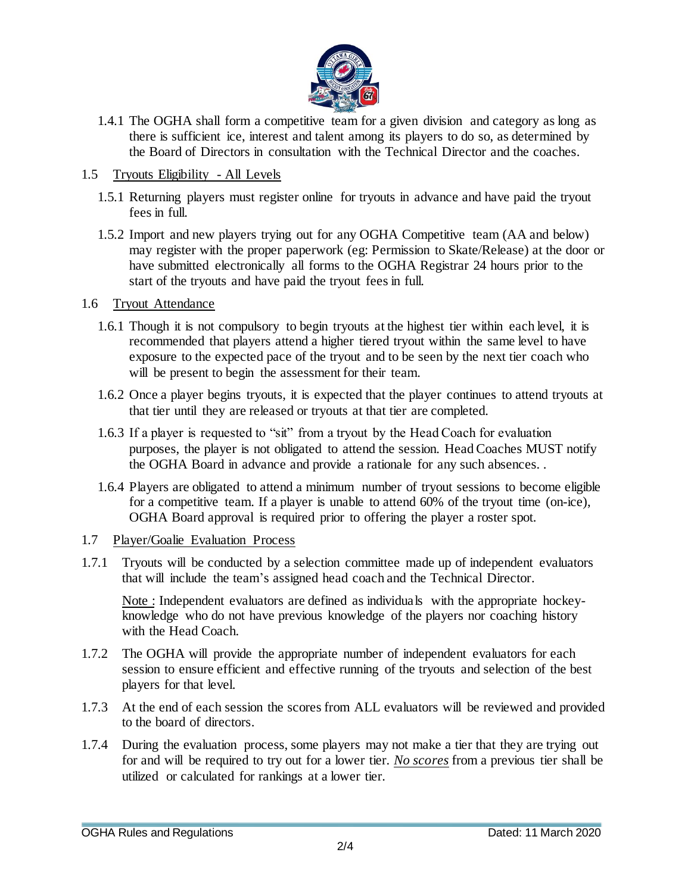1.4.1 The OGHA shall form a competitive team for a given division and category as long as there is sufficient ice, interest and talent among its players to do so, as determined by the Board of Directors in consultation with the Technical Director and the coaches.

1.5 <u>Tryouts Eligibility - All Levels</u>

1.5.1 Returning players must register online for tryouts in advance and have paid the tryout fees in full.

1.5.2 Import and new players trying out for any OGHA Competitive team (AA and below) may register with the proper paperwork (eg: Permission to Skate/Release) at the door or have submitted electronically all forms to the OGHA Registrar 24 hours prior to the start of the tryouts and have paid the tryout fees in full.

1.6 <u>Tryout Attendance</u>

1.6.1 Though it is not compulsory to begin tryouts at the highest tier within each level, it is recommended that players attend a higher tiered tryout within the same level to have exposure to the expected pace of the tryout and to be seen by the next tier coach who will be present to begin the assessment for their team.

1.6.2 Once a player begins tryouts, it is expected that the player continues to attend tryouts at that tier until they are released or tryouts at that tier are completed.

1.6.3 If a player is requested to "sit" from a tryout by the Head Coach for evaluation purposes, the player is not obligated to attend the session. Head Coaches MUST notify the OGHA Board in advance and provide a rationale for any such absences. .

1.6.4 Players are obligated to attend a minimum number of tryout sessions to become eligible for a competitive team. If a player is unable to attend 60% of the tryout time (on-ice), OGHA Board approval is required prior to offering the player a roster spot.

1.7 <u>Player/Goalie Evaluation Process</u>

1.7.1 Tryouts will be conducted by a selection committee made up of independent evaluators that will include the team's assigned head coach and the Technical Director.

<u>Note :</u> Independent evaluators are defined as individuals with the appropriate hockey-knowledge who do not have previous knowledge of the players nor coaching history with the Head Coach.

1.7.2 The OGHA will provide the appropriate number of independent evaluators for each session to ensure efficient and effective running of the tryouts and selection of the best players for that level.

1.7.3 At the end of each session the scores from ALL evaluators will be reviewed and provided to the board of directors.

1.7.4 During the evaluation process, some players may not make a tier that they are trying out for and will be required to try out for a lower tier. <u>*No scores*</u> from a previous tier shall be utilized or calculated for rankings at a lower tier.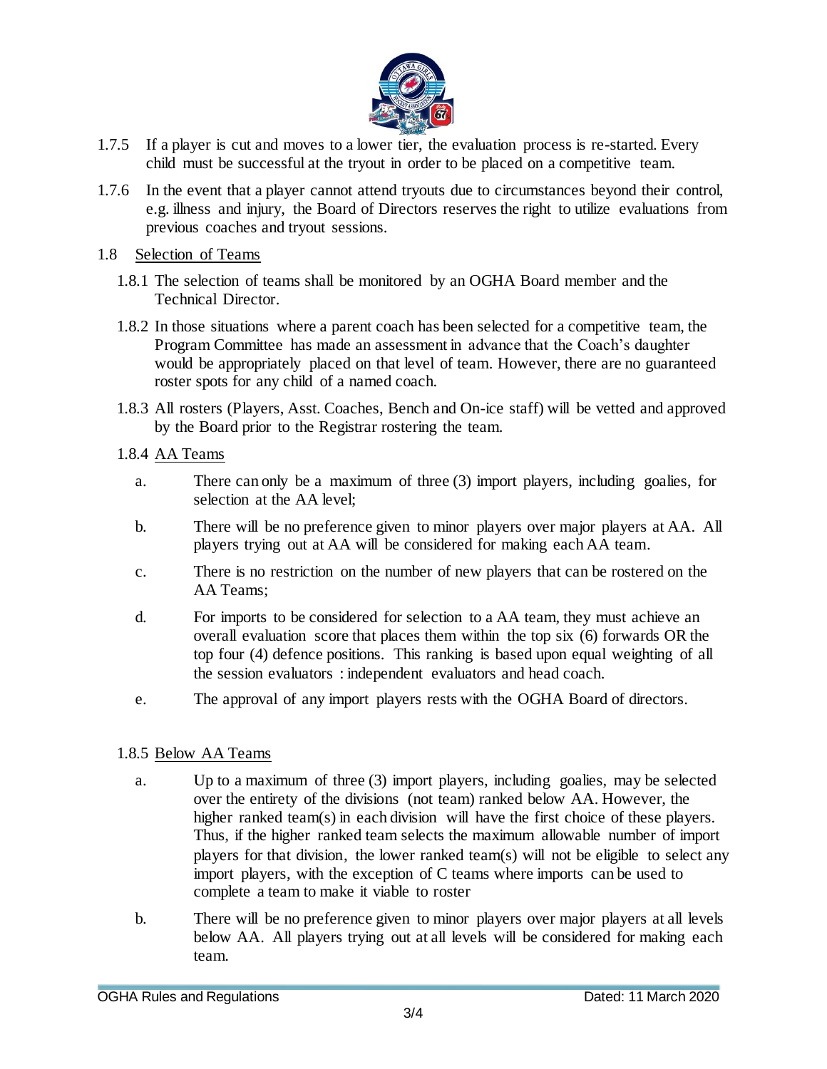1.7.5 If a player is cut and moves to a lower tier, the evaluation process is re-started. Every child must be successful at the tryout in order to be placed on a competitive team.

1.7.6 In the event that a player cannot attend tryouts due to circumstances beyond their control, e.g. illness and injury, the Board of Directors reserves the right to utilize evaluations from previous coaches and tryout sessions.

1.8 Selection of Teams

1.8.1 The selection of teams shall be monitored by an OGHA Board member and the Technical Director.

1.8.2 In those situations where a parent coach has been selected for a competitive team, the Program Committee has made an assessment in advance that the Coach's daughter would be appropriately placed on that level of team. However, there are no guaranteed roster spots for any child of a named coach.

1.8.3 All rosters (Players, Asst. Coaches, Bench and On-ice staff) will be vetted and approved by the Board prior to the Registrar rostering the team.

1.8.4 AA Teams

a. There can only be a maximum of three (3) import players, including goalies, for selection at the AA level;

b. There will be no preference given to minor players over major players at AA. All players trying out at AA will be considered for making each AA team.

c. There is no restriction on the number of new players that can be rostered on the AA Teams;

d. For imports to be considered for selection to a AA team, they must achieve an overall evaluation score that places them within the top six (6) forwards OR the top four (4) defence positions. This ranking is based upon equal weighting of all the session evaluators : independent evaluators and head coach.

e. The approval of any import players rests with the OGHA Board of directors.

1.8.5 Below AA Teams

a. Up to a maximum of three (3) import players, including goalies, may be selected over the entirety of the divisions (not team) ranked below AA. However, the higher ranked team(s) in each division will have the first choice of these players. Thus, if the higher ranked team selects the maximum allowable number of import players for that division, the lower ranked team(s) will not be eligible to select any import players, with the exception of C teams where imports can be used to complete a team to make it viable to roster

b. There will be no preference given to minor players over major players at all levels below AA. All players trying out at all levels will be considered for making each team.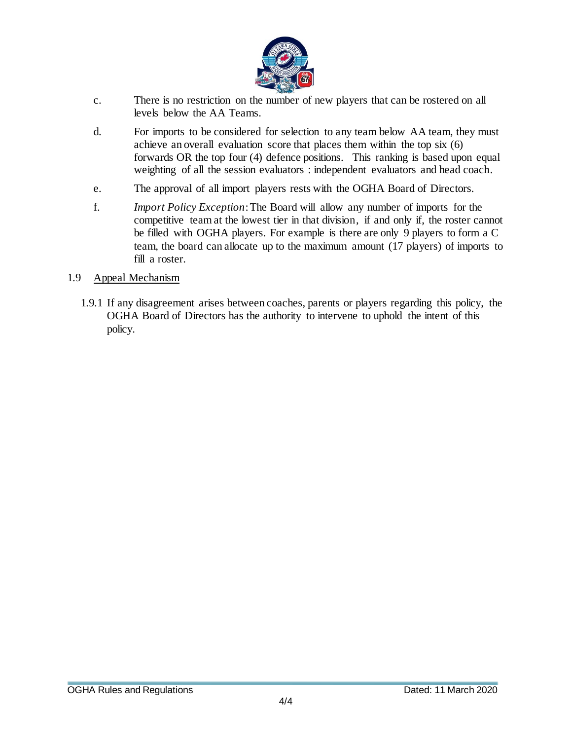c. There is no restriction on the number of new players that can be rostered on all levels below the AA Teams.

d. For imports to be considered for selection to any team below AA team, they must achieve an overall evaluation score that places them within the top six (6) forwards OR the top four (4) defence positions. This ranking is based upon equal weighting of all the session evaluators : independent evaluators and head coach.

e. The approval of all import players rests with the OGHA Board of Directors.

f. *Import Policy Exception*: The Board will allow any number of imports for the competitive team at the lowest tier in that division, if and only if, the roster cannot be filled with OGHA players. For example is there are only 9 players to form a C team, the board can allocate up to the maximum amount (17 players) of imports to fill a roster.

1.9 <u>Appeal Mechanism</u>

1.9.1 If any disagreement arises between coaches, parents or players regarding this policy, the OGHA Board of Directors has the authority to intervene to uphold the intent of this policy.